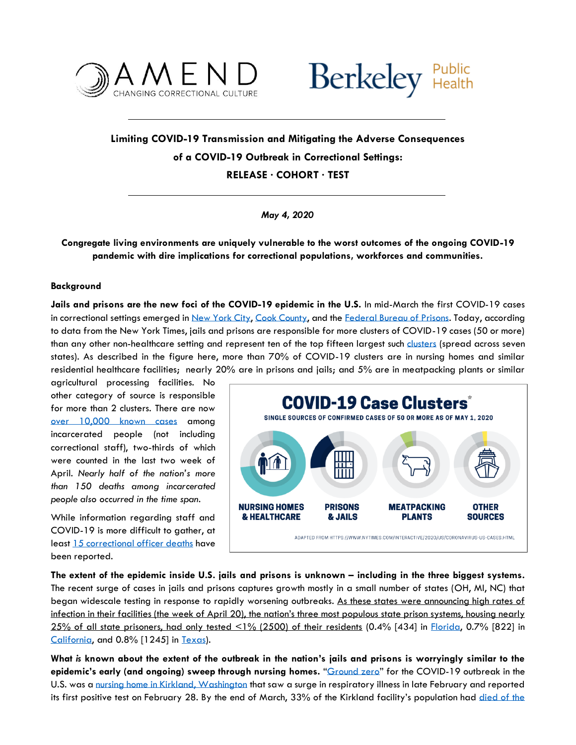AMEND CHANGING CORRECTIONAL CULTURE | Berkeley Public Health

# Limiting COVID-19 Transmission and Mitigating the Adverse Consequences of a COVID-19 Outbreak in Correctional Settings: RELEASE · COHORT · TEST

*May 4, 2020*

**Congregate living environments are uniquely vulnerable to the worst outcomes of the ongoing COVID-19 pandemic with dire implications for correctional populations, workforces and communities.**

## Background

**Jails and prisons are the new foci of the COVID-19 epidemic in the U.S.** In mid-March the first COVID-19 cases in correctional settings emerged in New York City, Cook County, and the Federal Bureau of Prisons. Today, according to data from the New York Times, jails and prisons are responsible for more clusters of COVID-19 cases (50 or more) than any other non-healthcare setting and represent ten of the top fifteen largest such clusters (spread across seven states). As described in the figure here, more than 70% of COVID-19 clusters are in nursing homes and similar residential healthcare facilities; nearly 20% are in prisons and jails; and 5% are in meatpacking plants or similar agricultural processing facilities. No other category of source is responsible for more than 2 clusters. There are now over 10,000 known cases among incarcerated people (not including correctional staff), two-thirds of which were counted in the last two week of April. *Nearly half of the nation's more than 150 deaths among incarcerated people also occurred in the time span.*

**COVID-19 Case Clusters***

SINGLE SOURCES OF CONFIRMED CASES OF 50 OR MORE AS OF MAY 1, 2020

NURSING HOMES & HEALTHCARE | PRISONS & JAILS | MEATPACKING PLANTS | OTHER SOURCES

ADAPTED FROM HTTPS://WWW.NYTIMES.COM/INTERACTIVE/2020/US/CORONAVIRUS-US-CASES.HTML

While information regarding staff and COVID-19 is more difficult to gather, at least 15 correctional officer deaths have been reported.

**The extent of the epidemic inside U.S. jails and prisons is unknown – including in the three biggest systems.** The recent surge of cases in jails and prisons captures growth mostly in a small number of states (OH, MI, NC) that began widescale testing in response to rapidly worsening outbreaks. As these states were announcing high rates of infection in their facilities (the week of April 20), the nation's three most populous state prison systems, housing nearly 25% of all state prisoners, had only tested <1% (2500) of their residents (0.4% [434] in Florida, 0.7% [822] in California, and 0.8% [1245] in Texas).

**What *is* known about the extent of the outbreak in the nation's jails and prisons is worryingly similar to the epidemic's early (and ongoing) sweep through nursing homes.** "Ground zero" for the COVID-19 outbreak in the U.S. was a nursing home in Kirkland, Washington that saw a surge in respiratory illness in late February and reported its first positive test on February 28. By the end of March, 33% of the Kirkland facility's population had died of the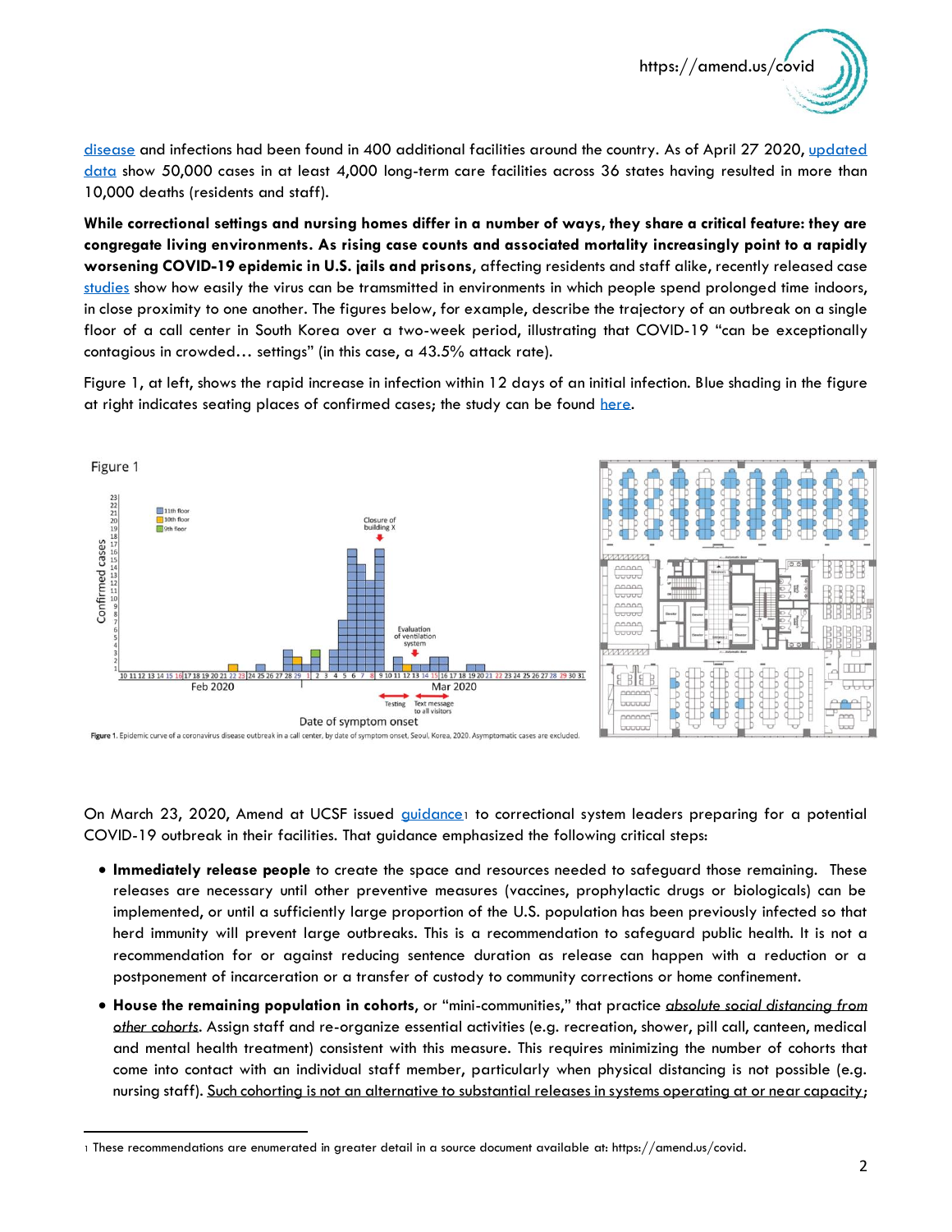disease and infections had been found in 400 additional facilities around the country. As of April 27 2020, updated data show 50,000 cases in at least 4,000 long-term care facilities across 36 states having resulted in more than 10,000 deaths (residents and staff).

**While correctional settings and nursing homes differ in a number of ways, they share a critical feature: they are congregate living environments. As rising case counts and associated mortality increasingly point to a rapidly worsening COVID-19 epidemic in U.S. jails and prisons,** affecting residents and staff alike, recently released case studies show how easily the virus can be tramsmitted in environments in which people spend prolonged time indoors, in close proximity to one another. The figures below, for example, describe the trajectory of an outbreak on a single floor of a call center in South Korea over a two-week period, illustrating that COVID-19 "can be exceptionally contagious in crowded… settings" (in this case, a 43.5% attack rate).

Figure 1, at left, shows the rapid increase in infection within 12 days of an initial infection. Blue shading in the figure at right indicates seating places of confirmed cases; the study can be found here.

Figure 1

**Figure 1.** Epidemic curve of a coronavirus disease outbreak in a call center, by date of symptom onset, Seoul, Korea, 2020. Asymptomatic cases are excluded.

On March 23, 2020, Amend at UCSF issued guidance[1] to correctional system leaders preparing for a potential COVID-19 outbreak in their facilities. That guidance emphasized the following critical steps:

- **Immediately release people** to create the space and resources needed to safeguard those remaining. These releases are necessary until other preventive measures (vaccines, prophylactic drugs or biologicals) can be implemented, or until a sufficiently large proportion of the U.S. population has been previously infected so that herd immunity will prevent large outbreaks. This is a recommendation to safeguard public health. It is not a recommendation for or against reducing sentence duration as release can happen with a reduction or a postponement of incarceration or a transfer of custody to community corrections or home confinement.
- **House the remaining population in cohorts,** or "mini-communities," that practice *absolute social distancing from other cohorts*. Assign staff and re-organize essential activities (e.g. recreation, shower, pill call, canteen, medical and mental health treatment) consistent with this measure. This requires minimizing the number of cohorts that come into contact with an individual staff member, particularly when physical distancing is not possible (e.g. nursing staff). Such cohorting is not an alternative to substantial releases in systems operating at or near capacity;

[1] These recommendations are enumerated in greater detail in a source document available at: https://amend.us/covid.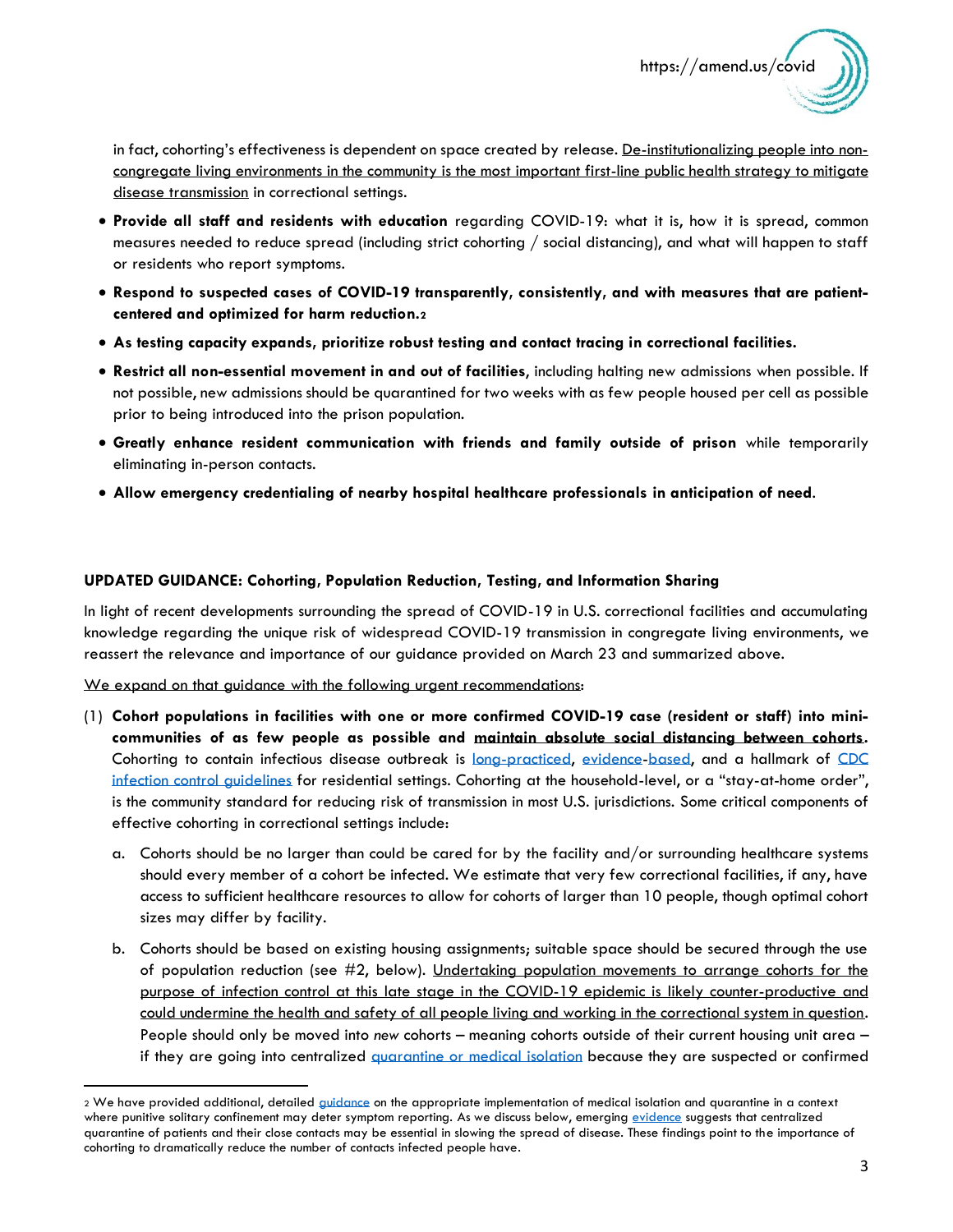in fact, cohorting's effectiveness is dependent on space created by release. De-institutionalizing people into non-congregate living environments in the community is the most important first-line public health strategy to mitigate disease transmission in correctional settings.

- **Provide all staff and residents with education** regarding COVID-19: what it is, how it is spread, common measures needed to reduce spread (including strict cohorting / social distancing), and what will happen to staff or residents who report symptoms.
- **Respond to suspected cases of COVID-19 transparently, consistently, and with measures that are patient-centered and optimized for harm reduction.**[2]
- **As testing capacity expands, prioritize robust testing and contact tracing in correctional facilities.**
- **Restrict all non-essential movement in and out of facilities,** including halting new admissions when possible. If not possible, new admissions should be quarantined for two weeks with as few people housed per cell as possible prior to being introduced into the prison population.
- **Greatly enhance resident communication with friends and family outside of prison** while temporarily eliminating in-person contacts.
- **Allow emergency credentialing of nearby hospital healthcare professionals in anticipation of need**.

**UPDATED GUIDANCE: Cohorting, Population Reduction, Testing, and Information Sharing**

In light of recent developments surrounding the spread of COVID-19 in U.S. correctional facilities and accumulating knowledge regarding the unique risk of widespread COVID-19 transmission in congregate living environments, we reassert the relevance and importance of our guidance provided on March 23 and summarized above.

We expand on that guidance with the following urgent recommendations:

(1) **Cohort populations in facilities with one or more confirmed COVID-19 case (resident or staff) into mini-communities of as few people as possible and maintain absolute social distancing between cohorts.** Cohorting to contain infectious disease outbreak is long-practiced, evidence-based, and a hallmark of CDC infection control guidelines for residential settings. Cohorting at the household-level, or a "stay-at-home order", is the community standard for reducing risk of transmission in most U.S. jurisdictions. Some critical components of effective cohorting in correctional settings include:

   a. Cohorts should be no larger than could be cared for by the facility and/or surrounding healthcare systems should every member of a cohort be infected. We estimate that very few correctional facilities, if any, have access to sufficient healthcare resources to allow for cohorts of larger than 10 people, though optimal cohort sizes may differ by facility.

   b. Cohorts should be based on existing housing assignments; suitable space should be secured through the use of population reduction (see #2, below). Undertaking population movements to arrange cohorts for the purpose of infection control at this late stage in the COVID-19 epidemic is likely counter-productive and could undermine the health and safety of all people living and working in the correctional system in question. People should only be moved into *new* cohorts – meaning cohorts outside of their current housing unit area – if they are going into centralized quarantine or medical isolation because they are suspected or confirmed

[2] We have provided additional, detailed guidance on the appropriate implementation of medical isolation and quarantine in a context where punitive solitary confinement may deter symptom reporting. As we discuss below, emerging evidence suggests that centralized quarantine of patients and their close contacts may be essential in slowing the spread of disease. These findings point to the importance of cohorting to dramatically reduce the number of contacts infected people have.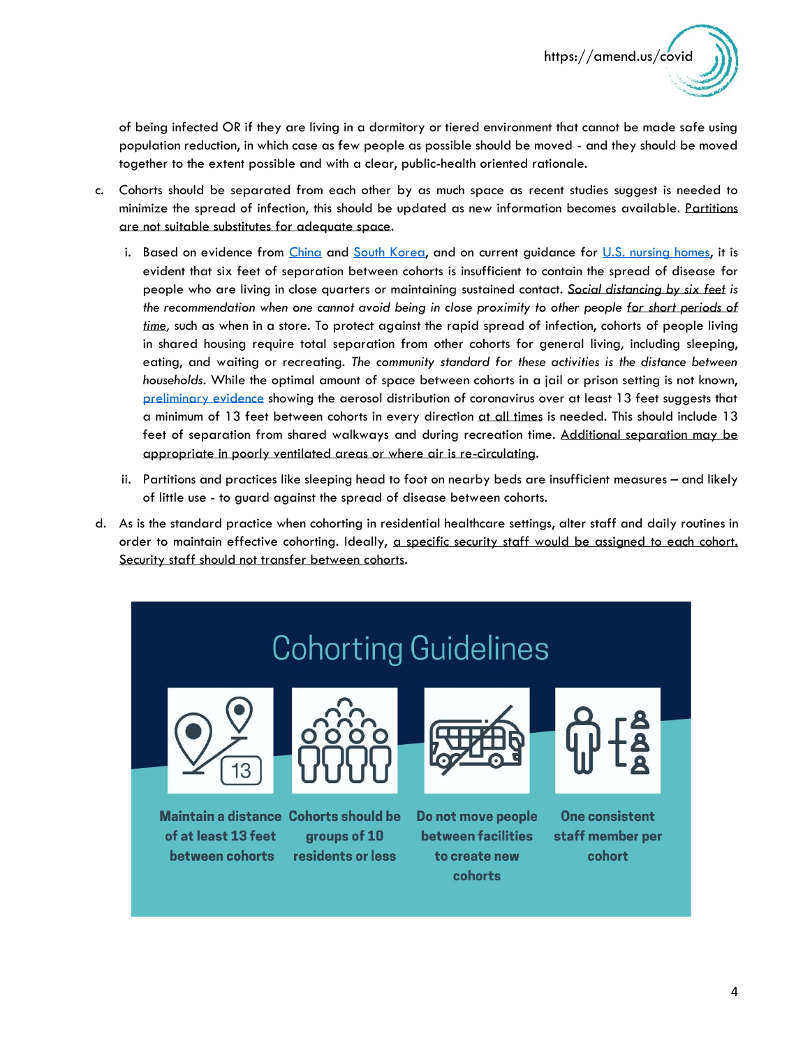of being infected OR if they are living in a dormitory or tiered environment that cannot be made safe using population reduction, in which case as few people as possible should be moved - and they should be moved together to the extent possible and with a clear, public-health oriented rationale.

c. Cohorts should be separated from each other by as much space as recent studies suggest is needed to minimize the spread of infection, this should be updated as new information becomes available. Partitions are not suitable substitutes for adequate space.

   i. Based on evidence from China and South Korea, and on current guidance for U.S. nursing homes, it is evident that six feet of separation between cohorts is insufficient to contain the spread of disease for people who are living in close quarters or maintaining sustained contact. *Social distancing by six feet is the recommendation when one cannot avoid being in close proximity to other people for short periods of time*, such as when in a store. To protect against the rapid spread of infection, cohorts of people living in shared housing require total separation from other cohorts for general living, including sleeping, eating, and waiting or recreating. *The community standard for these activities is the distance between households*. While the optimal amount of space between cohorts in a jail or prison setting is not known, preliminary evidence showing the aerosol distribution of coronavirus over at least 13 feet suggests that a minimum of 13 feet between cohorts in every direction at all times is needed. This should include 13 feet of separation from shared walkways and during recreation time. Additional separation may be appropriate in poorly ventilated areas or where air is re-circulating.

   ii. Partitions and practices like sleeping head to foot on nearby beds are insufficient measures – and likely of little use - to guard against the spread of disease between cohorts.

d. As is the standard practice when cohorting in residential healthcare settings, alter staff and daily routines in order to maintain effective cohorting. Ideally, a specific security staff would be assigned to each cohort. Security staff should not transfer between cohorts.

## Cohorting Guidelines

- **Maintain a distance of at least 13 feet between cohorts**
- **Cohorts should be groups of 10 residents or less**
- **Do not move people between facilities to create new cohorts**
- **One consistent staff member per cohort**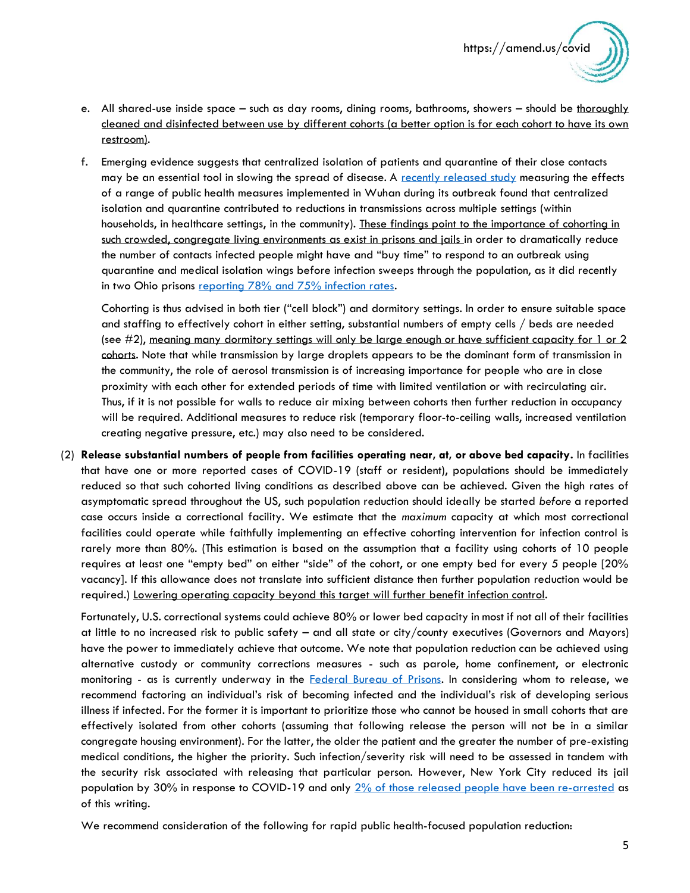e. All shared-use inside space – such as day rooms, dining rooms, bathrooms, showers – should be thoroughly cleaned and disinfected between use by different cohorts (a better option is for each cohort to have its own restroom).

f. Emerging evidence suggests that centralized isolation of patients and quarantine of their close contacts may be an essential tool in slowing the spread of disease. A recently released study measuring the effects of a range of public health measures implemented in Wuhan during its outbreak found that centralized isolation and quarantine contributed to reductions in transmissions across multiple settings (within households, in healthcare settings, in the community). These findings point to the importance of cohorting in such crowded, congregate living environments as exist in prisons and jails in order to dramatically reduce the number of contacts infected people might have and "buy time" to respond to an outbreak using quarantine and medical isolation wings before infection sweeps through the population, as it did recently in two Ohio prisons reporting 78% and 75% infection rates.

   Cohorting is thus advised in both tier ("cell block") and dormitory settings. In order to ensure suitable space and staffing to effectively cohort in either setting, substantial numbers of empty cells / beds are needed (see #2), meaning many dormitory settings will only be large enough or have sufficient capacity for 1 or 2 cohorts. Note that while transmission by large droplets appears to be the dominant form of transmission in the community, the role of aerosol transmission is of increasing importance for people who are in close proximity with each other for extended periods of time with limited ventilation or with recirculating air. Thus, if it is not possible for walls to reduce air mixing between cohorts then further reduction in occupancy will be required. Additional measures to reduce risk (temporary floor-to-ceiling walls, increased ventilation creating negative pressure, etc.) may also need to be considered.

(2) **Release substantial numbers of people from facilities operating near, at, or above bed capacity.** In facilities that have one or more reported cases of COVID-19 (staff or resident), populations should be immediately reduced so that such cohorted living conditions as described above can be achieved. Given the high rates of asymptomatic spread throughout the US, such population reduction should ideally be started *before* a reported case occurs inside a correctional facility. We estimate that the *maximum* capacity at which most correctional facilities could operate while faithfully implementing an effective cohorting intervention for infection control is rarely more than 80%. (This estimation is based on the assumption that a facility using cohorts of 10 people requires at least one "empty bed" on either "side" of the cohort, or one empty bed for every 5 people [20% vacancy]. If this allowance does not translate into sufficient distance then further population reduction would be required.) Lowering operating capacity beyond this target will further benefit infection control.

Fortunately, U.S. correctional systems could achieve 80% or lower bed capacity in most if not all of their facilities at little to no increased risk to public safety – and all state or city/county executives (Governors and Mayors) have the power to immediately achieve that outcome. We note that population reduction can be achieved using alternative custody or community corrections measures - such as parole, home confinement, or electronic monitoring - as is currently underway in the Federal Bureau of Prisons. In considering whom to release, we recommend factoring an individual's risk of becoming infected and the individual's risk of developing serious illness if infected. For the former it is important to prioritize those who cannot be housed in small cohorts that are effectively isolated from other cohorts (assuming that following release the person will not be in a similar congregate housing environment). For the latter, the older the patient and the greater the number of pre-existing medical conditions, the higher the priority. Such infection/severity risk will need to be assessed in tandem with the security risk associated with releasing that particular person. However, New York City reduced its jail population by 30% in response to COVID-19 and only 2% of those released people have been re-arrested as of this writing.

We recommend consideration of the following for rapid public health-focused population reduction: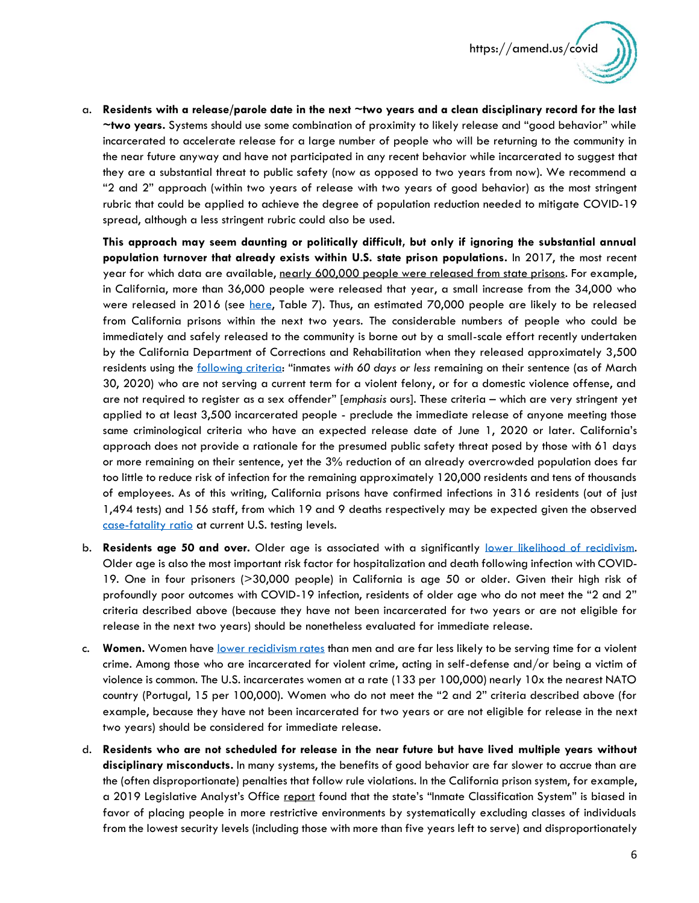a. **Residents with a release/parole date in the next ~two years and a clean disciplinary record for the last ~two years.** Systems should use some combination of proximity to likely release and "good behavior" while incarcerated to accelerate release for a large number of people who will be returning to the community in the near future anyway and have not participated in any recent behavior while incarcerated to suggest that they are a substantial threat to public safety (now as opposed to two years from now). We recommend a "2 and 2" approach (within two years of release with two years of good behavior) as the most stringent rubric that could be applied to achieve the degree of population reduction needed to mitigate COVID-19 spread, although a less stringent rubric could also be used.

   **This approach may seem daunting or politically difficult, but only if ignoring the substantial annual population turnover that already exists within U.S. state prison populations.** In 2017, the most recent year for which data are available, nearly 600,000 people were released from state prisons. For example, in California, more than 36,000 people were released that year, a small increase from the 34,000 who were released in 2016 (see here, Table 7). Thus, an estimated 70,000 people are likely to be released from California prisons within the next two years. The considerable numbers of people who could be immediately and safely released to the community is borne out by a small-scale effort recently undertaken by the California Department of Corrections and Rehabilitation when they released approximately 3,500 residents using the following criteria: "inmates *with 60 days or less* remaining on their sentence (as of March 30, 2020) who are not serving a current term for a violent felony, or for a domestic violence offense, and are not required to register as a sex offender" [*emphasis* ours]. These criteria – which are very stringent yet applied to at least 3,500 incarcerated people - preclude the immediate release of anyone meeting those same criminological criteria who have an expected release date of June 1, 2020 or later. California's approach does not provide a rationale for the presumed public safety threat posed by those with 61 days or more remaining on their sentence, yet the 3% reduction of an already overcrowded population does far too little to reduce risk of infection for the remaining approximately 120,000 residents and tens of thousands of employees. As of this writing, California prisons have confirmed infections in 316 residents (out of just 1,494 tests) and 156 staff, from which 19 and 9 deaths respectively may be expected given the observed case-fatality ratio at current U.S. testing levels.

b. **Residents age 50 and over.** Older age is associated with a significantly lower likelihood of recidivism. Older age is also the most important risk factor for hospitalization and death following infection with COVID-19. One in four prisoners (>30,000 people) in California is age 50 or older. Given their high risk of profoundly poor outcomes with COVID-19 infection, residents of older age who do not meet the "2 and 2" criteria described above (because they have not been incarcerated for two years or are not eligible for release in the next two years) should be nonetheless evaluated for immediate release.

c. **Women.** Women have lower recidivism rates than men and are far less likely to be serving time for a violent crime. Among those who are incarcerated for violent crime, acting in self-defense and/or being a victim of violence is common. The U.S. incarcerates women at a rate (133 per 100,000) nearly 10x the nearest NATO country (Portugal, 15 per 100,000). Women who do not meet the "2 and 2" criteria described above (for example, because they have not been incarcerated for two years or are not eligible for release in the next two years) should be considered for immediate release.

d. **Residents who are not scheduled for release in the near future but have lived multiple years without disciplinary misconducts.** In many systems, the benefits of good behavior are far slower to accrue than are the (often disproportionate) penalties that follow rule violations. In the California prison system, for example, a 2019 Legislative Analyst's Office report found that the state's "Inmate Classification System" is biased in favor of placing people in more restrictive environments by systematically excluding classes of individuals from the lowest security levels (including those with more than five years left to serve) and disproportionately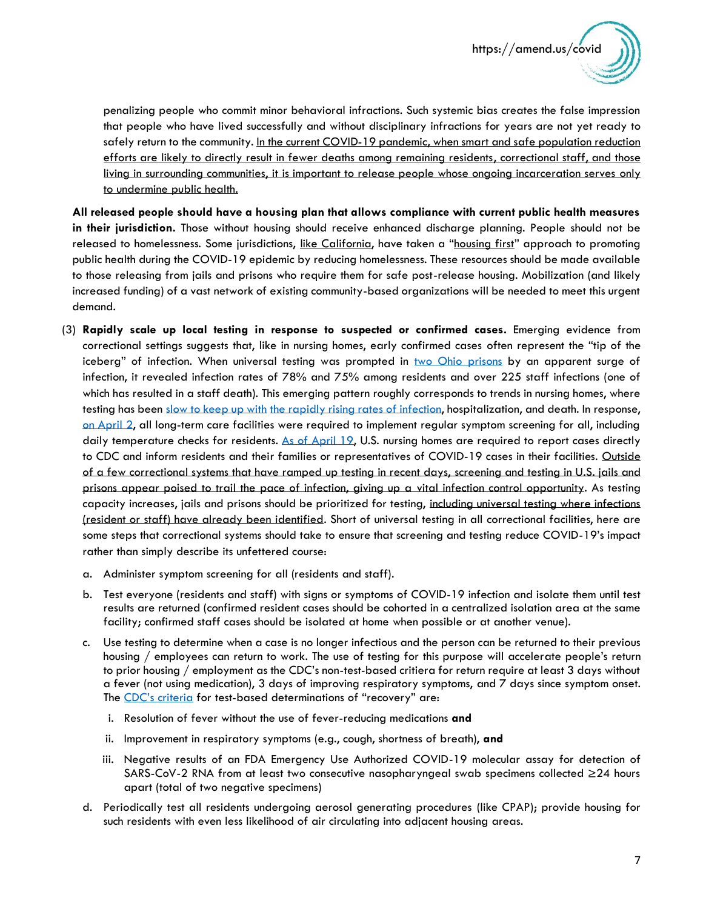penalizing people who commit minor behavioral infractions. Such systemic bias creates the false impression that people who have lived successfully and without disciplinary infractions for years are not yet ready to safely return to the community. In the current COVID-19 pandemic, when smart and safe population reduction efforts are likely to directly result in fewer deaths among remaining residents, correctional staff, and those living in surrounding communities, it is important to release people whose ongoing incarceration serves only to undermine public health.

**All released people should have a housing plan that allows compliance with current public health measures in their jurisdiction.** Those without housing should receive enhanced discharge planning. People should not be released to homelessness. Some jurisdictions, like California, have taken a "housing first" approach to promoting public health during the COVID-19 epidemic by reducing homelessness. These resources should be made available to those releasing from jails and prisons who require them for safe post-release housing. Mobilization (and likely increased funding) of a vast network of existing community-based organizations will be needed to meet this urgent demand.

(3) **Rapidly scale up local testing in response to suspected or confirmed cases.** Emerging evidence from correctional settings suggests that, like in nursing homes, early confirmed cases often represent the "tip of the iceberg" of infection. When universal testing was prompted in two Ohio prisons by an apparent surge of infection, it revealed infection rates of 78% and 75% among residents and over 225 staff infections (one of which has resulted in a staff death). This emerging pattern roughly corresponds to trends in nursing homes, where testing has been slow to keep up with the rapidly rising rates of infection, hospitalization, and death. In response, on April 2, all long-term care facilities were required to implement regular symptom screening for all, including daily temperature checks for residents. As of April 19, U.S. nursing homes are required to report cases directly to CDC and inform residents and their families or representatives of COVID-19 cases in their facilities. Outside of a few correctional systems that have ramped up testing in recent days, screening and testing in U.S. jails and prisons appear poised to trail the pace of infection, giving up a vital infection control opportunity. As testing capacity increases, jails and prisons should be prioritized for testing, including universal testing where infections (resident or staff) have already been identified. Short of universal testing in all correctional facilities, here are some steps that correctional systems should take to ensure that screening and testing reduce COVID-19's impact rather than simply describe its unfettered course:

   a. Administer symptom screening for all (residents and staff).

   b. Test everyone (residents and staff) with signs or symptoms of COVID-19 infection and isolate them until test results are returned (confirmed resident cases should be cohorted in a centralized isolation area at the same facility; confirmed staff cases should be isolated at home when possible or at another venue).

   c. Use testing to determine when a case is no longer infectious and the person can be returned to their previous housing / employees can return to work. The use of testing for this purpose will accelerate people's return to prior housing / employment as the CDC's non-test-based critiera for return require at least 3 days without a fever (not using medication), 3 days of improving respiratory symptoms, and 7 days since symptom onset. The CDC's criteria for test-based determinations of "recovery" are:

      i. Resolution of fever without the use of fever-reducing medications **and**

      ii. Improvement in respiratory symptoms (e.g., cough, shortness of breath), **and**

      iii. Negative results of an FDA Emergency Use Authorized COVID-19 molecular assay for detection of SARS-CoV-2 RNA from at least two consecutive nasopharyngeal swab specimens collected ≥24 hours apart (total of two negative specimens)

   d. Periodically test all residents undergoing aerosol generating procedures (like CPAP); provide housing for such residents with even less likelihood of air circulating into adjacent housing areas.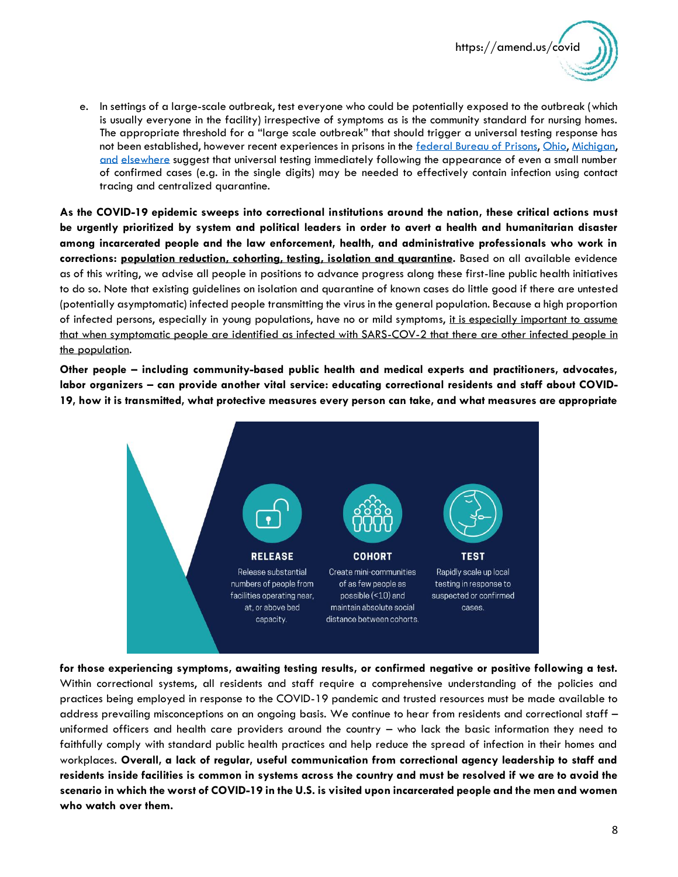e. In settings of a large-scale outbreak, test everyone who could be potentially exposed to the outbreak (which is usually everyone in the facility) irrespective of symptoms as is the community standard for nursing homes. The appropriate threshold for a "large scale outbreak" that should trigger a universal testing response has not been established, however recent experiences in prisons in the federal Bureau of Prisons, Ohio, Michigan, and elsewhere suggest that universal testing immediately following the appearance of even a small number of confirmed cases (e.g. in the single digits) may be needed to effectively contain infection using contact tracing and centralized quarantine.

**As the COVID-19 epidemic sweeps into correctional institutions around the nation, these critical actions must be urgently prioritized by system and political leaders in order to avert a health and humanitarian disaster among incarcerated people and the law enforcement, health, and administrative professionals who work in corrections: population reduction, cohorting, testing, isolation and quarantine.** Based on all available evidence as of this writing, we advise all people in positions to advance progress along these first-line public health initiatives to do so. Note that existing guidelines on isolation and quarantine of known cases do little good if there are untested (potentially asymptomatic) infected people transmitting the virus in the general population. Because a high proportion of infected persons, especially in young populations, have no or mild symptoms, it is especially important to assume that when symptomatic people are identified as infected with SARS-COV-2 that there are other infected people in the population.

**Other people – including community-based public health and medical experts and practitioners, advocates, labor organizers – can provide another vital service: educating correctional residents and staff about COVID-19, how it is transmitted, what protective measures every person can take, and what measures are appropriate for those experiencing symptoms, awaiting testing results, or confirmed negative or positive following a test.** Within correctional systems, all residents and staff require a comprehensive understanding of the policies and practices being employed in response to the COVID-19 pandemic and trusted resources must be made available to address prevailing misconceptions on an ongoing basis. We continue to hear from residents and correctional staff – uniformed officers and health care providers around the country – who lack the basic information they need to faithfully comply with standard public health practices and help reduce the spread of infection in their homes and workplaces. **Overall, a lack of regular, useful communication from correctional agency leadership to staff and residents inside facilities is common in systems across the country and must be resolved if we are to avoid the scenario in which the worst of COVID-19 in the U.S. is visited upon incarcerated people and the men and women who watch over them.**

**RELEASE**
Release substantial numbers of people from facilities operating near, at, or above bed capacity.

**COHORT**
Create mini-communities of as few people as possible (<10) and maintain absolute social distance between cohorts.

**TEST**
Rapidly scale up local testing in response to suspected or confirmed cases.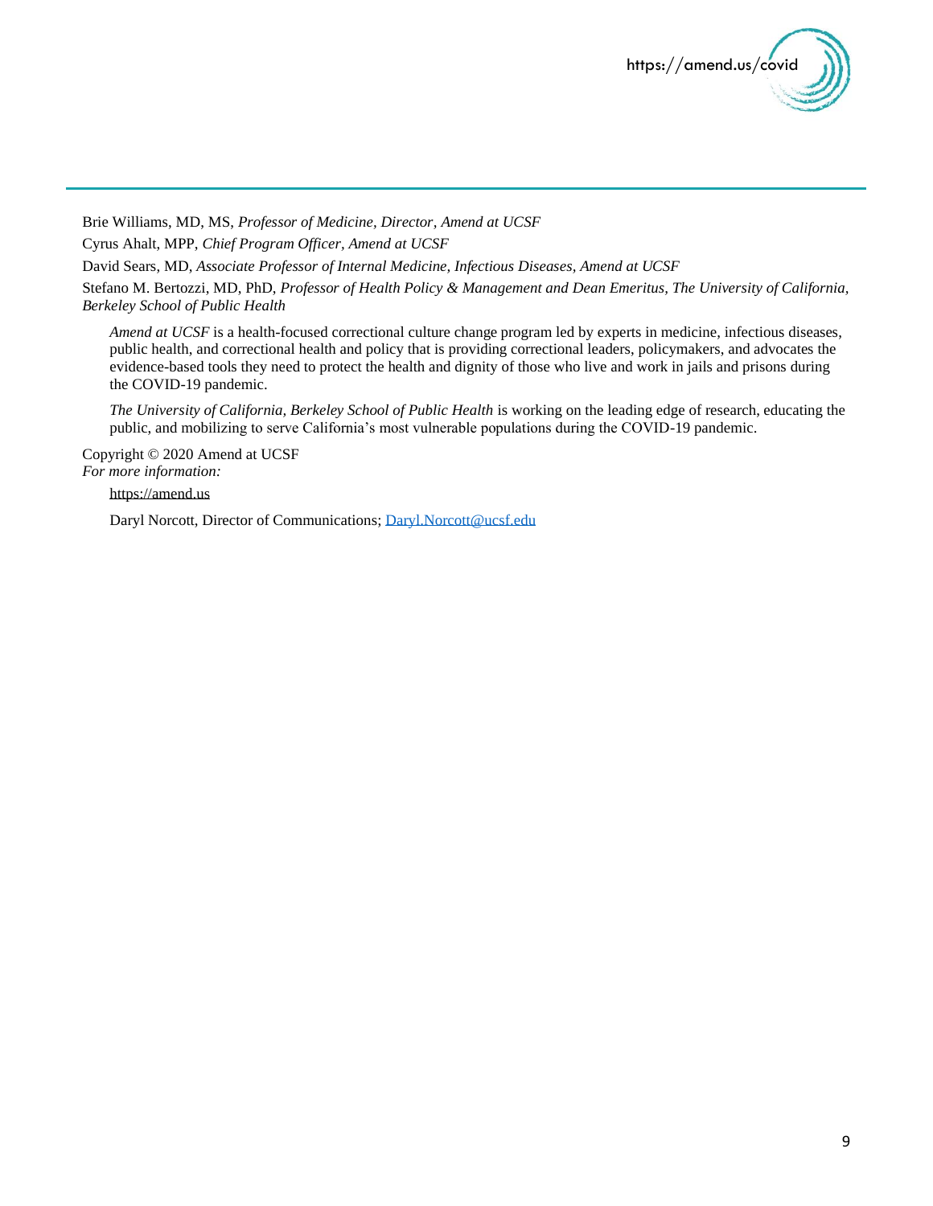Brie Williams, MD, MS, *Professor of Medicine, Director, Amend at UCSF*

Cyrus Ahalt, MPP, *Chief Program Officer, Amend at UCSF*

David Sears, MD, *Associate Professor of Internal Medicine, Infectious Diseases, Amend at UCSF*

Stefano M. Bertozzi, MD, PhD, *Professor of Health Policy & Management and Dean Emeritus, The University of California, Berkeley School of Public Health*

*Amend at UCSF* is a health-focused correctional culture change program led by experts in medicine, infectious diseases, public health, and correctional health and policy that is providing correctional leaders, policymakers, and advocates the evidence-based tools they need to protect the health and dignity of those who live and work in jails and prisons during the COVID-19 pandemic.

*The University of California, Berkeley School of Public Health* is working on the leading edge of research, educating the public, and mobilizing to serve California's most vulnerable populations during the COVID-19 pandemic.

Copyright © 2020 Amend at UCSF
*For more information:*

https://amend.us

Daryl Norcott, Director of Communications; Daryl.Norcott@ucsf.edu